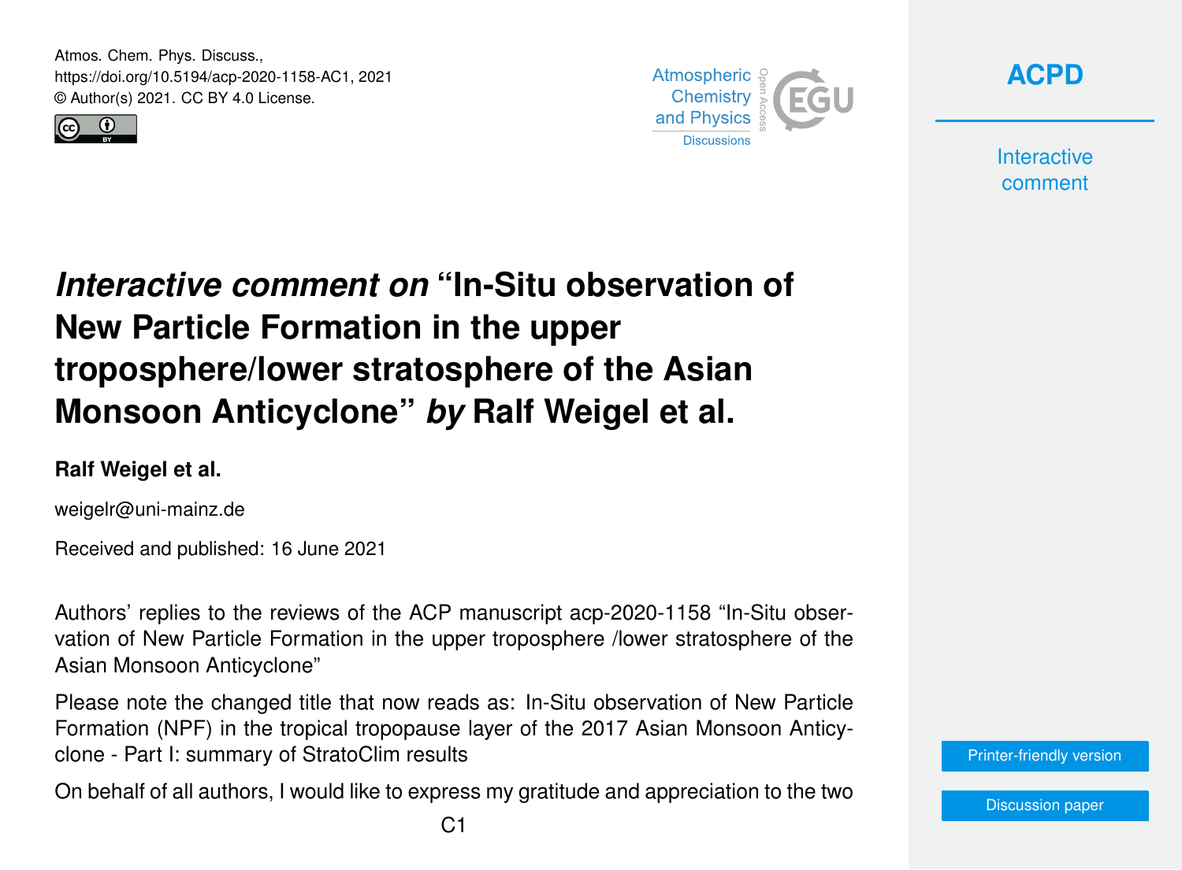Atmos. Chem. Phys. Discuss.,
https://doi.org/10.5194/acp-2020-1158-AC1, 2021
© Author(s) 2021. CC BY 4.0 License.

# *Interactive comment on* "In-Situ observation of New Particle Formation in the upper troposphere/lower stratosphere of the Asian Monsoon Anticyclone" *by* Ralf Weigel et al.

**Ralf Weigel et al.**

weigelr@uni-mainz.de

Received and published: 16 June 2021

Authors' replies to the reviews of the ACP manuscript acp-2020-1158 "In-Situ observation of New Particle Formation in the upper troposphere /lower stratosphere of the Asian Monsoon Anticyclone"

Please note the changed title that now reads as: In-Situ observation of New Particle Formation (NPF) in the tropical tropopause layer of the 2017 Asian Monsoon Anticyclone - Part I: summary of StratoClim results

On behalf of all authors, I would like to express my gratitude and appreciation to the two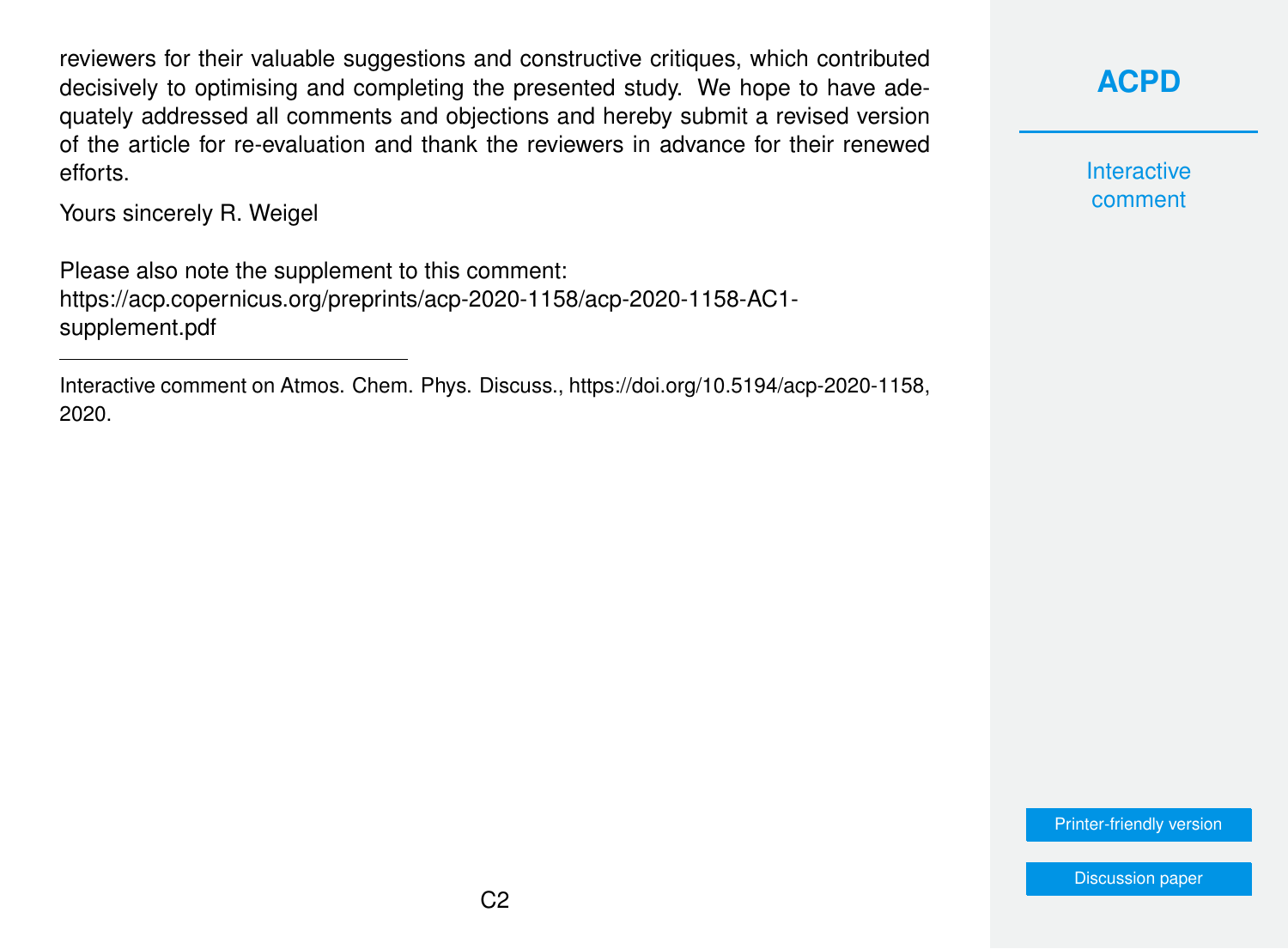reviewers for their valuable suggestions and constructive critiques, which contributed decisively to optimising and completing the presented study. We hope to have adequately addressed all comments and objections and hereby submit a revised version of the article for re-evaluation and thank the reviewers in advance for their renewed efforts.

Yours sincerely R. Weigel

Please also note the supplement to this comment:
https://acp.copernicus.org/preprints/acp-2020-1158/acp-2020-1158-AC1-supplement.pdf

---

Interactive comment on Atmos. Chem. Phys. Discuss., https://doi.org/10.5194/acp-2020-1158, 2020.